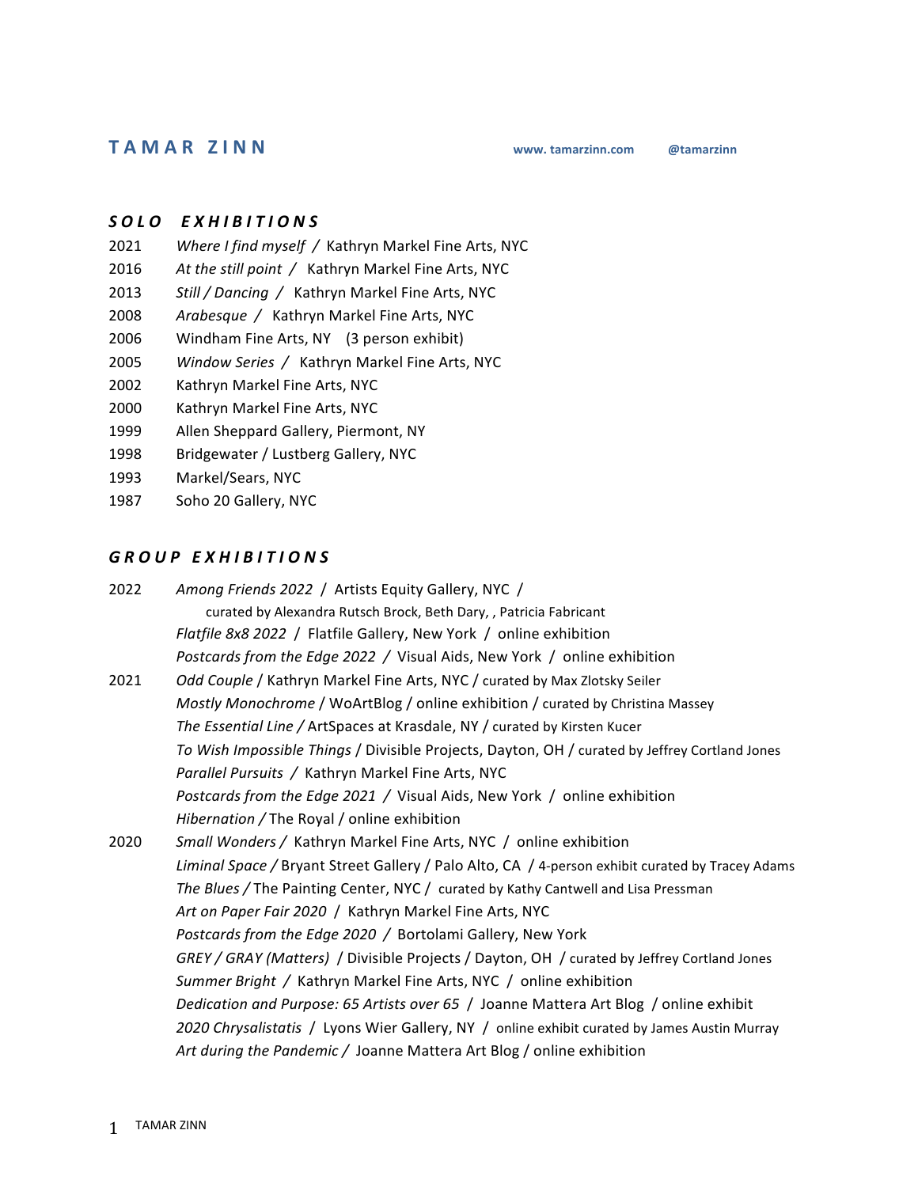# TAMAR ZINN

www. tamarzinn.com @tamarzinn

## *SOLO EXHIBITIONS*

2021 *Where I find myself* / Kathryn Markel Fine Arts, NYC
2016 *At the still point* / Kathryn Markel Fine Arts, NYC
2013 *Still / Dancing* / Kathryn Markel Fine Arts, NYC
2008 *Arabesque* / Kathryn Markel Fine Arts, NYC
2006 Windham Fine Arts, NY (3 person exhibit)
2005 *Window Series* / Kathryn Markel Fine Arts, NYC
2002 Kathryn Markel Fine Arts, NYC
2000 Kathryn Markel Fine Arts, NYC
1999 Allen Sheppard Gallery, Piermont, NY
1998 Bridgewater / Lustberg Gallery, NYC
1993 Markel/Sears, NYC
1987 Soho 20 Gallery, NYC

## *GROUP EXHIBITIONS*

2022 *Among Friends 2022* / Artists Equity Gallery, NYC / curated by Alexandra Rutsch Brock, Beth Dary, , Patricia Fabricant
*Flatfile 8x8 2022* / Flatfile Gallery, New York / online exhibition
*Postcards from the Edge 2022* / Visual Aids, New York / online exhibition

2021 *Odd Couple* / Kathryn Markel Fine Arts, NYC / curated by Max Zlotsky Seiler
*Mostly Monochrome* / WoArtBlog / online exhibition / curated by Christina Massey
*The Essential Line* / ArtSpaces at Krasdale, NY / curated by Kirsten Kucer
*To Wish Impossible Things* / Divisible Projects, Dayton, OH / curated by Jeffrey Cortland Jones
*Parallel Pursuits* / Kathryn Markel Fine Arts, NYC
*Postcards from the Edge 2021* / Visual Aids, New York / online exhibition
*Hibernation* / The Royal / online exhibition

2020 *Small Wonders* / Kathryn Markel Fine Arts, NYC / online exhibition
*Liminal Space* / Bryant Street Gallery / Palo Alto, CA / 4-person exhibit curated by Tracey Adams
*The Blues* / The Painting Center, NYC / curated by Kathy Cantwell and Lisa Pressman
*Art on Paper Fair 2020* / Kathryn Markel Fine Arts, NYC
*Postcards from the Edge 2020* / Bortolami Gallery, New York
*GREY / GRAY (Matters)* / Divisible Projects / Dayton, OH / curated by Jeffrey Cortland Jones
*Summer Bright* / Kathryn Markel Fine Arts, NYC / online exhibition
*Dedication and Purpose: 65 Artists over 65* / Joanne Mattera Art Blog / online exhibit
*2020 Chrysalistatis* / Lyons Wier Gallery, NY / online exhibit curated by James Austin Murray
*Art during the Pandemic* / Joanne Mattera Art Blog / online exhibition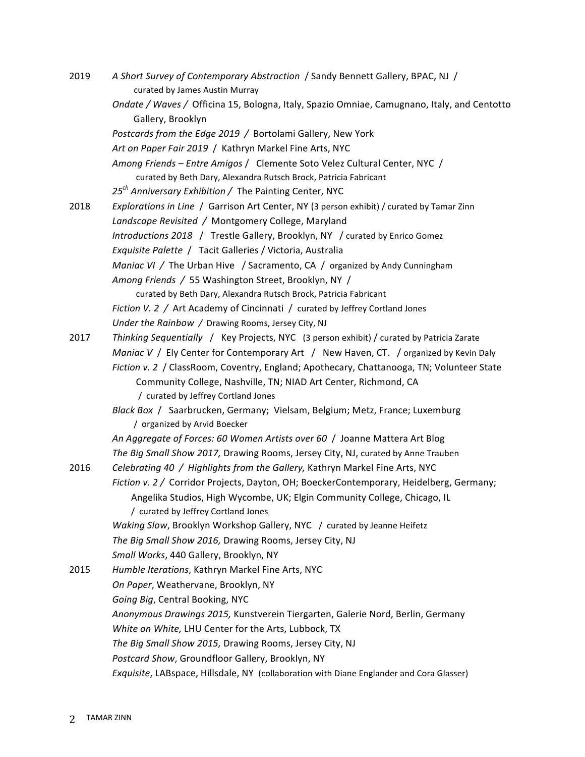2019 *A Short Survey of Contemporary Abstraction* / Sandy Bennett Gallery, BPAC, NJ / curated by James Austin Murray

*Ondate / Waves* / Officina 15, Bologna, Italy, Spazio Omniae, Camugnano, Italy, and Centotto Gallery, Brooklyn

*Postcards from the Edge 2019* / Bortolami Gallery, New York

*Art on Paper Fair 2019* / Kathryn Markel Fine Arts, NYC

*Among Friends – Entre Amigos* / Clemente Soto Velez Cultural Center, NYC / curated by Beth Dary, Alexandra Rutsch Brock, Patricia Fabricant

*25th Anniversary Exhibition* / The Painting Center, NYC

2018 *Explorations in Line* / Garrison Art Center, NY (3 person exhibit) / curated by Tamar Zinn

*Landscape Revisited* / Montgomery College, Maryland

*Introductions 2018* / Trestle Gallery, Brooklyn, NY / curated by Enrico Gomez

*Exquisite Palette* / Tacit Galleries / Victoria, Australia

*Maniac VI* / The Urban Hive / Sacramento, CA / organized by Andy Cunningham

*Among Friends* / 55 Washington Street, Brooklyn, NY / curated by Beth Dary, Alexandra Rutsch Brock, Patricia Fabricant

*Fiction V. 2* / Art Academy of Cincinnati / curated by Jeffrey Cortland Jones

*Under the Rainbow* / Drawing Rooms, Jersey City, NJ

2017 *Thinking Sequentially* / Key Projects, NYC (3 person exhibit) / curated by Patricia Zarate

*Maniac V* / Ely Center for Contemporary Art / New Haven, CT. / organized by Kevin Daly

*Fiction v. 2* / ClassRoom, Coventry, England; Apothecary, Chattanooga, TN; Volunteer State Community College, Nashville, TN; NIAD Art Center, Richmond, CA / curated by Jeffrey Cortland Jones

*Black Box* / Saarbrucken, Germany; Vielsam, Belgium; Metz, France; Luxemburg / organized by Arvid Boecker

*An Aggregate of Forces: 60 Women Artists over 60* / Joanne Mattera Art Blog

*The Big Small Show 2017,* Drawing Rooms, Jersey City, NJ, curated by Anne Trauben

2016 *Celebrating 40 / Highlights from the Gallery,* Kathryn Markel Fine Arts, NYC

*Fiction v. 2* / Corridor Projects, Dayton, OH; BoeckerContemporary, Heidelberg, Germany; Angelika Studios, High Wycombe, UK; Elgin Community College, Chicago, IL / curated by Jeffrey Cortland Jones

*Waking Slow*, Brooklyn Workshop Gallery, NYC / curated by Jeanne Heifetz

*The Big Small Show 2016,* Drawing Rooms, Jersey City, NJ

*Small Works*, 440 Gallery, Brooklyn, NY

2015 *Humble Iterations*, Kathryn Markel Fine Arts, NYC

*On Paper*, Weathervane, Brooklyn, NY

*Going Big*, Central Booking, NYC

*Anonymous Drawings 2015,* Kunstverein Tiergarten, Galerie Nord, Berlin, Germany

*White on White,* LHU Center for the Arts, Lubbock, TX

*The Big Small Show 2015,* Drawing Rooms, Jersey City, NJ

*Postcard Show*, Groundfloor Gallery, Brooklyn, NY

*Exquisite*, LABspace, Hillsdale, NY (collaboration with Diane Englander and Cora Glasser)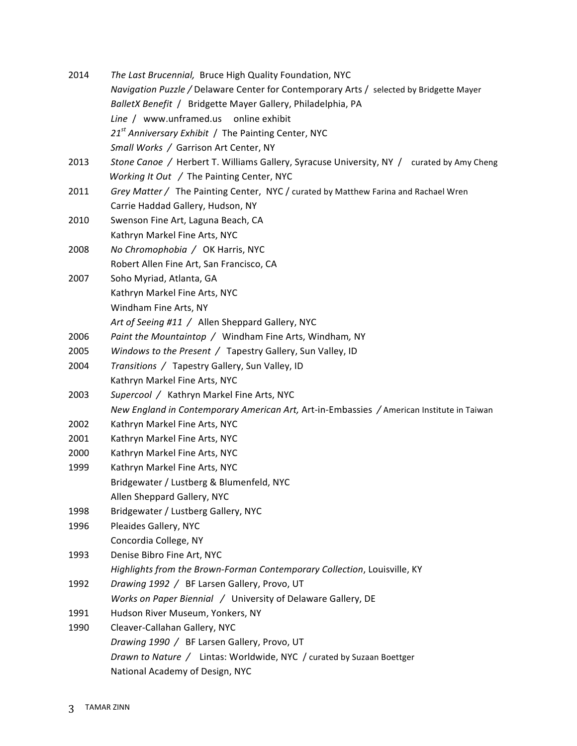| | |
|---|---|
| 2014 | *The Last Brucennial,* Bruce High Quality Foundation, NYC |
| | *Navigation Puzzle /* Delaware Center for Contemporary Arts / selected by Bridgette Mayer |
| | *BalletX Benefit* / Bridgette Mayer Gallery, Philadelphia, PA |
| | *Line* / www.unframed.us online exhibit |
| | *21st Anniversary Exhibit* / The Painting Center, NYC |
| | *Small Works* / Garrison Art Center, NY |
| 2013 | *Stone Canoe* / Herbert T. Williams Gallery, Syracuse University, NY / curated by Amy Cheng |
| | *Working It Out* / The Painting Center, NYC |
| 2011 | *Grey Matter* / The Painting Center, NYC / curated by Matthew Farina and Rachael Wren |
| | Carrie Haddad Gallery, Hudson, NY |
| 2010 | Swenson Fine Art, Laguna Beach, CA |
| | Kathryn Markel Fine Arts, NYC |
| 2008 | *No Chromophobia* / OK Harris, NYC |
| | Robert Allen Fine Art, San Francisco, CA |
| 2007 | Soho Myriad, Atlanta, GA |
| | Kathryn Markel Fine Arts, NYC |
| | Windham Fine Arts, NY |
| | *Art of Seeing #11* / Allen Sheppard Gallery, NYC |
| 2006 | *Paint the Mountaintop* / Windham Fine Arts, Windham, NY |
| 2005 | *Windows to the Present* / Tapestry Gallery, Sun Valley, ID |
| 2004 | *Transitions* / Tapestry Gallery, Sun Valley, ID |
| | Kathryn Markel Fine Arts, NYC |
| 2003 | *Supercool* / Kathryn Markel Fine Arts, NYC |
| | *New England in Contemporary American Art,* Art-in-Embassies / American Institute in Taiwan |
| 2002 | Kathryn Markel Fine Arts, NYC |
| 2001 | Kathryn Markel Fine Arts, NYC |
| 2000 | Kathryn Markel Fine Arts, NYC |
| 1999 | Kathryn Markel Fine Arts, NYC |
| | Bridgewater / Lustberg & Blumenfeld, NYC |
| | Allen Sheppard Gallery, NYC |
| 1998 | Bridgewater / Lustberg Gallery, NYC |
| 1996 | Pleaides Gallery, NYC |
| | Concordia College, NY |
| 1993 | Denise Bibro Fine Art, NYC |
| | *Highlights from the Brown-Forman Contemporary Collection*, Louisville, KY |
| 1992 | *Drawing 1992* / BF Larsen Gallery, Provo, UT |
| | *Works on Paper Biennial* / University of Delaware Gallery, DE |
| 1991 | Hudson River Museum, Yonkers, NY |
| 1990 | Cleaver-Callahan Gallery, NYC |
| | *Drawing 1990* / BF Larsen Gallery, Provo, UT |
| | *Drawn to Nature* / Lintas: Worldwide, NYC / curated by Suzaan Boettger |
| | National Academy of Design, NYC |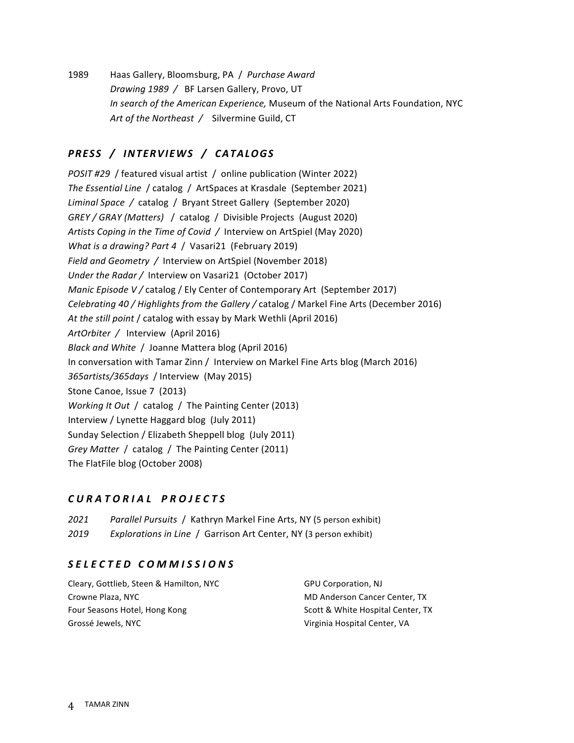1989 Haas Gallery, Bloomsburg, PA / *Purchase Award*
*Drawing 1989* / BF Larsen Gallery, Provo, UT
*In search of the American Experience,* Museum of the National Arts Foundation, NYC
*Art of the Northeast* / Silvermine Guild, CT

## ***PRESS / INTERVIEWS / CATALOGS***

*POSIT #29* / featured visual artist / online publication (Winter 2022)
*The Essential Line* / catalog / ArtSpaces at Krasdale (September 2021)
*Liminal Space* / catalog / Bryant Street Gallery (September 2020)
*GREY / GRAY (Matters)* / catalog / Divisible Projects (August 2020)
*Artists Coping in the Time of Covid* / Interview on ArtSpiel (May 2020)
*What is a drawing? Part 4* / Vasari21 (February 2019)
*Field and Geometry* / Interview on ArtSpiel (November 2018)
*Under the Radar* / Interview on Vasari21 (October 2017)
*Manic Episode V* / catalog / Ely Center of Contemporary Art (September 2017)
*Celebrating 40 / Highlights from the Gallery* / catalog / Markel Fine Arts (December 2016)
*At the still point* / catalog with essay by Mark Wethli (April 2016)
*ArtOrbiter* / Interview (April 2016)
*Black and White* / Joanne Mattera blog (April 2016)
In conversation with Tamar Zinn / Interview on Markel Fine Arts blog (March 2016)
*365artists/365days* / Interview (May 2015)
Stone Canoe, Issue 7 (2013)
*Working It Out* / catalog / The Painting Center (2013)
Interview / Lynette Haggard blog (July 2011)
Sunday Selection / Elizabeth Sheppell blog (July 2011)
*Grey Matter* / catalog / The Painting Center (2011)
The FlatFile blog (October 2008)

## ***CURATORIAL PROJECTS***

*2021* *Parallel Pursuits* / Kathryn Markel Fine Arts, NY (5 person exhibit)
*2019* *Explorations in Line* / Garrison Art Center, NY (3 person exhibit)

## ***SELECTED COMMISSIONS***

Cleary, Gottlieb, Steen & Hamilton, NYC
Crowne Plaza, NYC
Four Seasons Hotel, Hong Kong
Grossé Jewels, NYC
GPU Corporation, NJ
MD Anderson Cancer Center, TX
Scott & White Hospital Center, TX
Virginia Hospital Center, VA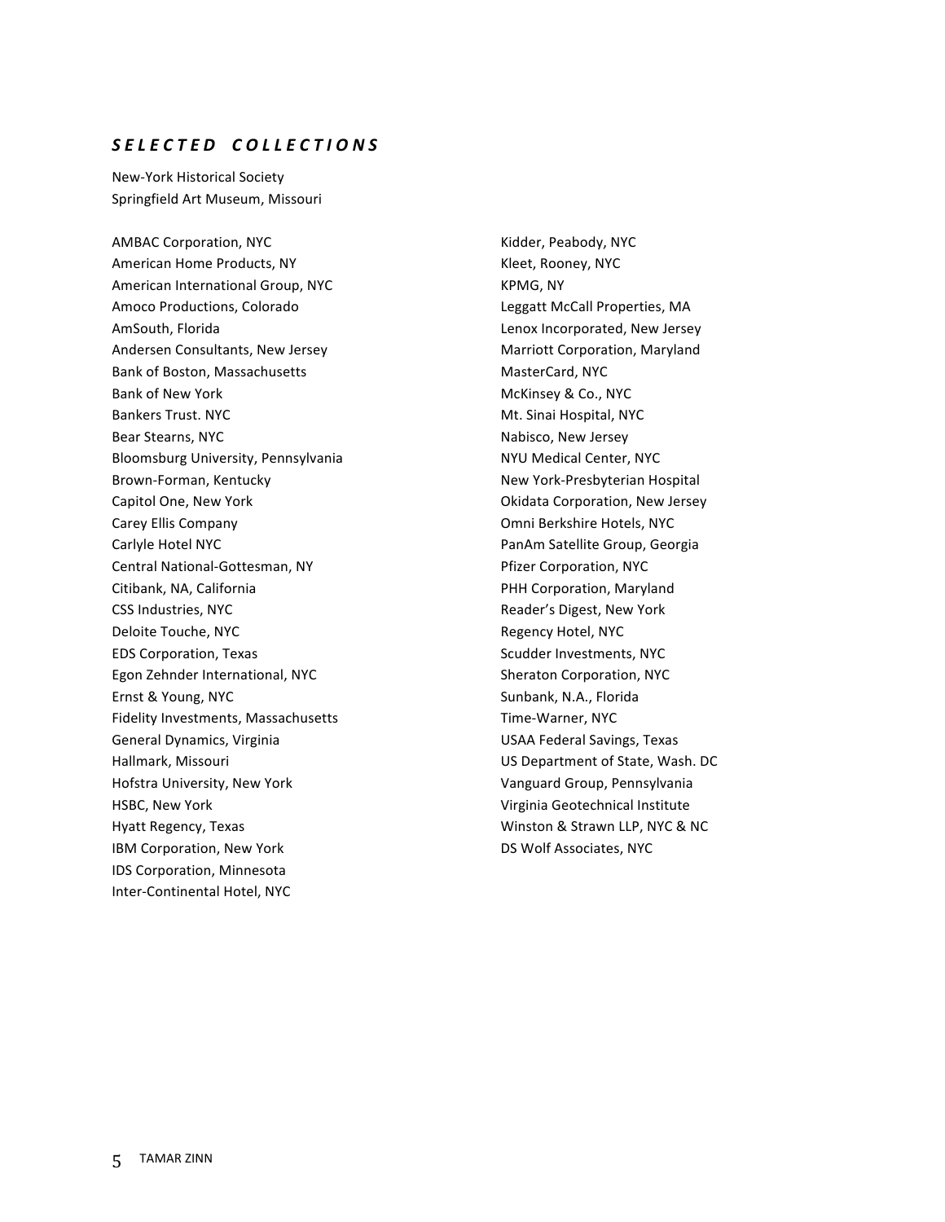## *SELECTED COLLECTIONS*

New-York Historical Society
Springfield Art Museum, Missouri

AMBAC Corporation, NYC
American Home Products, NY
American International Group, NYC
Amoco Productions, Colorado
AmSouth, Florida
Andersen Consultants, New Jersey
Bank of Boston, Massachusetts
Bank of New York
Bankers Trust. NYC
Bear Stearns, NYC
Bloomsburg University, Pennsylvania
Brown-Forman, Kentucky
Capitol One, New York
Carey Ellis Company
Carlyle Hotel NYC
Central National-Gottesman, NY
Citibank, NA, California
CSS Industries, NYC
Deloite Touche, NYC
EDS Corporation, Texas
Egon Zehnder International, NYC
Ernst & Young, NYC
Fidelity Investments, Massachusetts
General Dynamics, Virginia
Hallmark, Missouri
Hofstra University, New York
HSBC, New York
Hyatt Regency, Texas
IBM Corporation, New York
IDS Corporation, Minnesota
Inter-Continental Hotel, NYC
Kidder, Peabody, NYC
Kleet, Rooney, NYC
KPMG, NY
Leggatt McCall Properties, MA
Lenox Incorporated, New Jersey
Marriott Corporation, Maryland
MasterCard, NYC
McKinsey & Co., NYC
Mt. Sinai Hospital, NYC
Nabisco, New Jersey
NYU Medical Center, NYC
New York-Presbyterian Hospital
Okidata Corporation, New Jersey
Omni Berkshire Hotels, NYC
PanAm Satellite Group, Georgia
Pfizer Corporation, NYC
PHH Corporation, Maryland
Reader's Digest, New York
Regency Hotel, NYC
Scudder Investments, NYC
Sheraton Corporation, NYC
Sunbank, N.A., Florida
Time-Warner, NYC
USAA Federal Savings, Texas
US Department of State, Wash. DC
Vanguard Group, Pennsylvania
Virginia Geotechnical Institute
Winston & Strawn LLP, NYC & NC
DS Wolf Associates, NYC